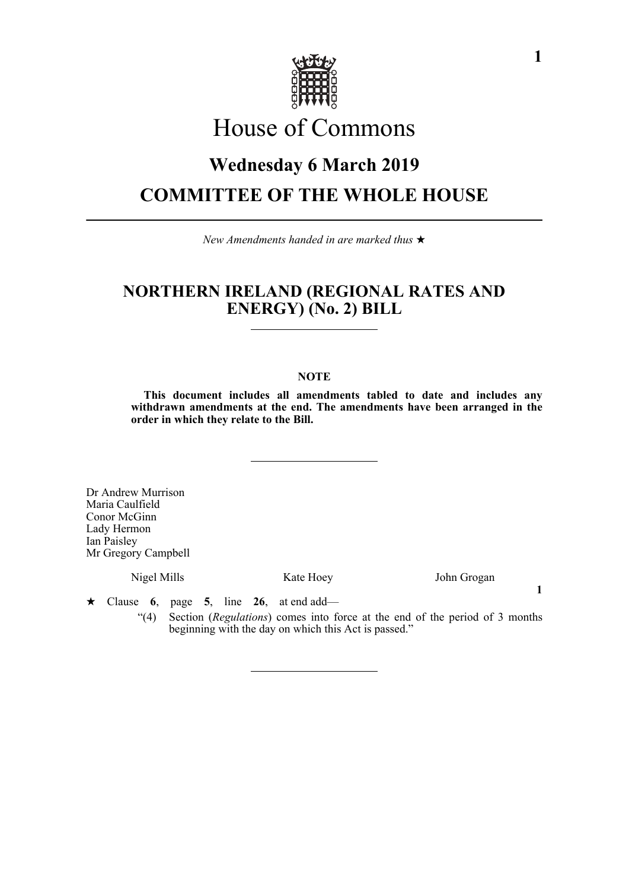# House of Commons

## Wednesday 6 March 2019

## COMMITTEE OF THE WHOLE HOUSE

*New Amendments handed in are marked thus ★*

## NORTHERN IRELAND (REGIONAL RATES AND ENERGY) (No. 2) BILL

**NOTE**

**This document includes all amendments tabled to date and includes any withdrawn amendments at the end. The amendments have been arranged in the order in which they relate to the Bill.**

Dr Andrew Murrison
Maria Caulfield
Conor McGinn
Lady Hermon
Ian Paisley
Mr Gregory Campbell

Nigel Mills　　Kate Hoey　　John Grogan

**1**

★ Clause **6**, page **5**, line **26**, at end add—

"(4) Section (*Regulations*) comes into force at the end of the period of 3 months beginning with the day on which this Act is passed."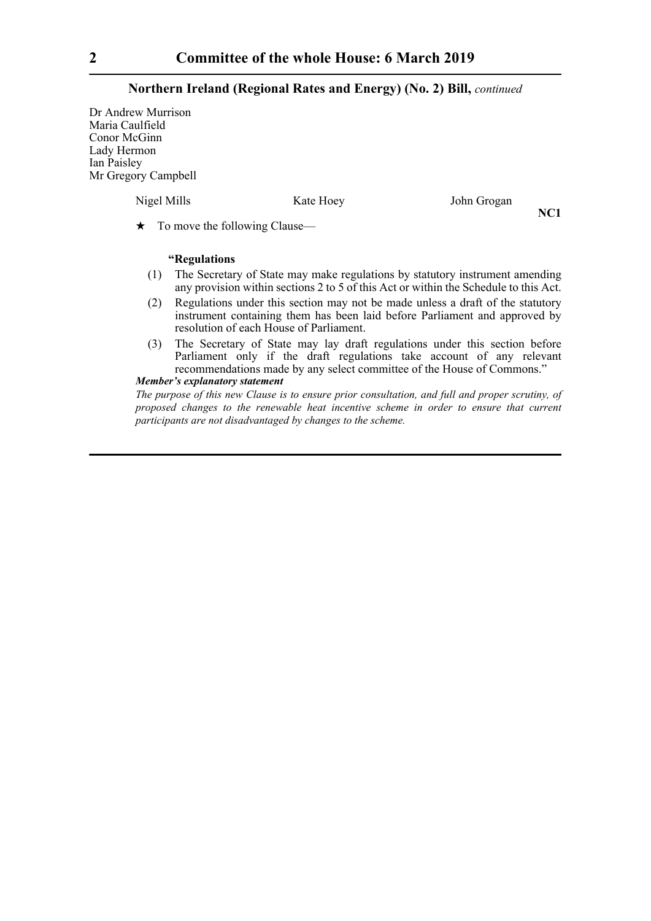Dr Andrew Murrison
Maria Caulfield
Conor McGinn
Lady Hermon
Ian Paisley
Mr Gregory Campbell

Nigel Mills Kate Hoey John Grogan

**NC1**

★ To move the following Clause—

**"Regulations**

(1) The Secretary of State may make regulations by statutory instrument amending any provision within sections 2 to 5 of this Act or within the Schedule to this Act.

(2) Regulations under this section may not be made unless a draft of the statutory instrument containing them has been laid before Parliament and approved by resolution of each House of Parliament.

(3) The Secretary of State may lay draft regulations under this section before Parliament only if the draft regulations take account of any relevant recommendations made by any select committee of the House of Commons."

***Member's explanatory statement***

*The purpose of this new Clause is to ensure prior consultation, and full and proper scrutiny, of proposed changes to the renewable heat incentive scheme in order to ensure that current participants are not disadvantaged by changes to the scheme.*